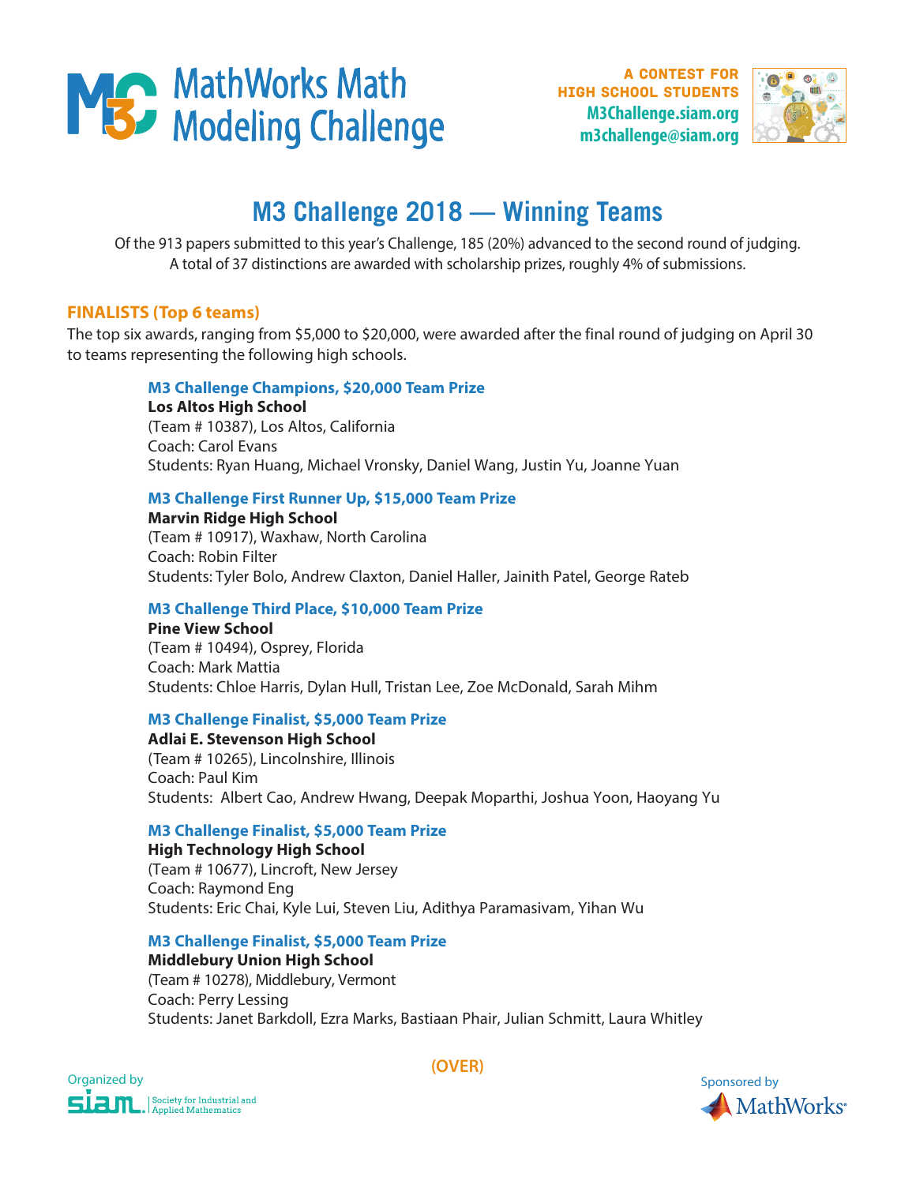# MathWorks Math Modeling Challenge

A CONTEST FOR HIGH SCHOOL STUDENTS
M3Challenge.siam.org
m3challenge@siam.org

## M3 Challenge 2018 — Winning Teams

Of the 913 papers submitted to this year's Challenge, 185 (20%) advanced to the second round of judging. A total of 37 distinctions are awarded with scholarship prizes, roughly 4% of submissions.

### FINALISTS (Top 6 teams)

The top six awards, ranging from $5,000 to $20,000, were awarded after the final round of judging on April 30 to teams representing the following high schools.

#### M3 Challenge Champions, $20,000 Team Prize

**Los Altos High School**
(Team # 10387), Los Altos, California
Coach: Carol Evans
Students: Ryan Huang, Michael Vronsky, Daniel Wang, Justin Yu, Joanne Yuan

#### M3 Challenge First Runner Up, $15,000 Team Prize

**Marvin Ridge High School**
(Team # 10917), Waxhaw, North Carolina
Coach: Robin Filter
Students: Tyler Bolo, Andrew Claxton, Daniel Haller, Jainith Patel, George Rateb

#### M3 Challenge Third Place, $10,000 Team Prize

**Pine View School**
(Team # 10494), Osprey, Florida
Coach: Mark Mattia
Students: Chloe Harris, Dylan Hull, Tristan Lee, Zoe McDonald, Sarah Mihm

#### M3 Challenge Finalist, $5,000 Team Prize

**Adlai E. Stevenson High School**
(Team # 10265), Lincolnshire, Illinois
Coach: Paul Kim
Students: Albert Cao, Andrew Hwang, Deepak Moparthi, Joshua Yoon, Haoyang Yu

#### M3 Challenge Finalist, $5,000 Team Prize

**High Technology High School**
(Team # 10677), Lincroft, New Jersey
Coach: Raymond Eng
Students: Eric Chai, Kyle Lui, Steven Liu, Adithya Paramasivam, Yihan Wu

#### M3 Challenge Finalist, $5,000 Team Prize

**Middlebury Union High School**
(Team # 10278), Middlebury, Vermont
Coach: Perry Lessing
Students: Janet Barkdoll, Ezra Marks, Bastiaan Phair, Julian Schmitt, Laura Whitley

(OVER)

Organized by SIAM Society for Industrial and Applied Mathematics

Sponsored by MathWorks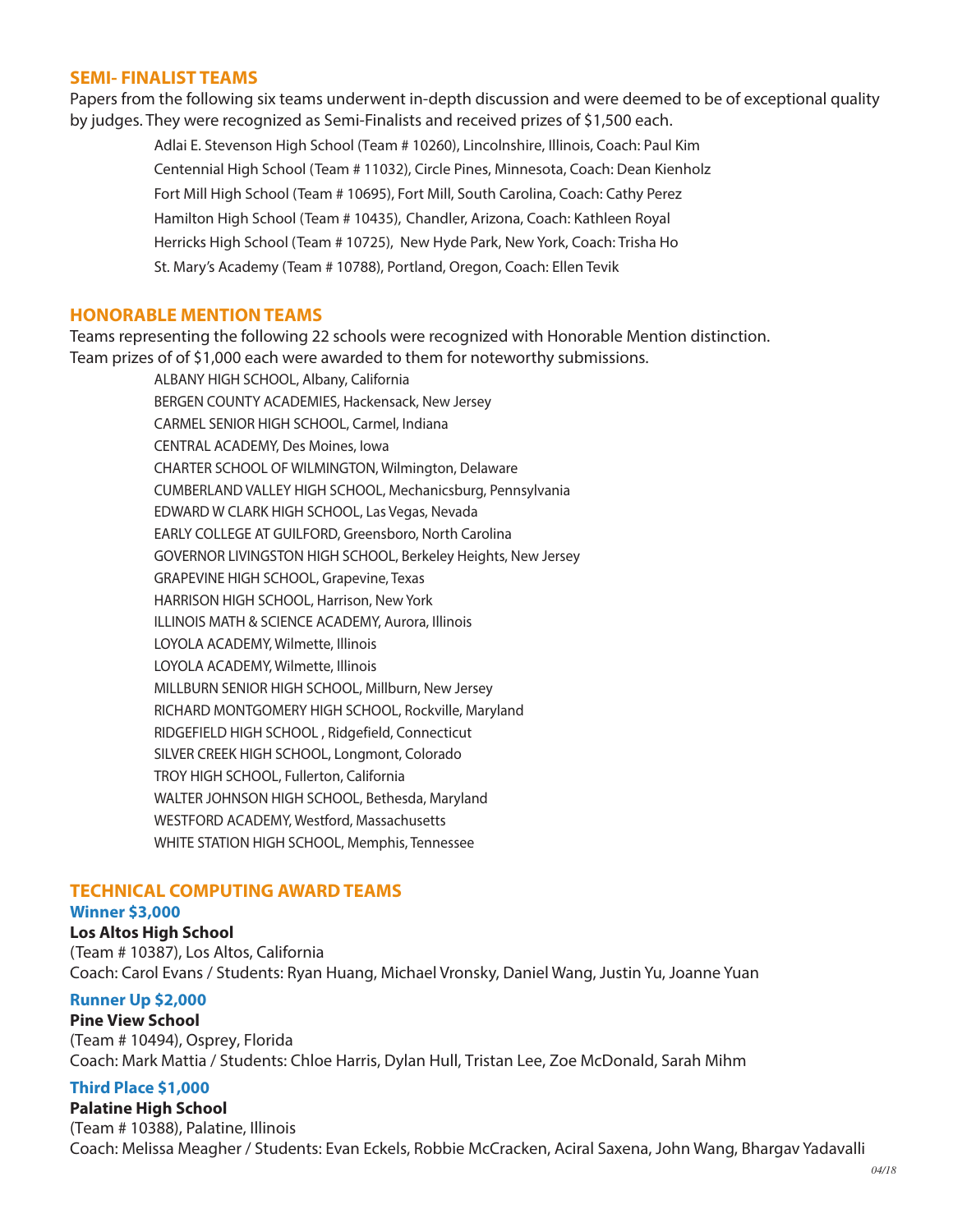## SEMI- FINALIST TEAMS

Papers from the following six teams underwent in-depth discussion and were deemed to be of exceptional quality by judges. They were recognized as Semi-Finalists and received prizes of $1,500 each.

Adlai E. Stevenson High School (Team # 10260), Lincolnshire, Illinois, Coach: Paul Kim
Centennial High School (Team # 11032), Circle Pines, Minnesota, Coach: Dean Kienholz
Fort Mill High School (Team # 10695), Fort Mill, South Carolina, Coach: Cathy Perez
Hamilton High School (Team # 10435), Chandler, Arizona, Coach: Kathleen Royal
Herricks High School (Team # 10725), New Hyde Park, New York, Coach: Trisha Ho
St. Mary's Academy (Team # 10788), Portland, Oregon, Coach: Ellen Tevik

## HONORABLE MENTION TEAMS

Teams representing the following 22 schools were recognized with Honorable Mention distinction. Team prizes of of $1,000 each were awarded to them for noteworthy submissions.

ALBANY HIGH SCHOOL, Albany, California
BERGEN COUNTY ACADEMIES, Hackensack, New Jersey
CARMEL SENIOR HIGH SCHOOL, Carmel, Indiana
CENTRAL ACADEMY, Des Moines, Iowa
CHARTER SCHOOL OF WILMINGTON, Wilmington, Delaware
CUMBERLAND VALLEY HIGH SCHOOL, Mechanicsburg, Pennsylvania
EDWARD W CLARK HIGH SCHOOL, Las Vegas, Nevada
EARLY COLLEGE AT GUILFORD, Greensboro, North Carolina
GOVERNOR LIVINGSTON HIGH SCHOOL, Berkeley Heights, New Jersey
GRAPEVINE HIGH SCHOOL, Grapevine, Texas
HARRISON HIGH SCHOOL, Harrison, New York
ILLINOIS MATH & SCIENCE ACADEMY, Aurora, Illinois
LOYOLA ACADEMY, Wilmette, Illinois
LOYOLA ACADEMY, Wilmette, Illinois
MILLBURN SENIOR HIGH SCHOOL, Millburn, New Jersey
RICHARD MONTGOMERY HIGH SCHOOL, Rockville, Maryland
RIDGEFIELD HIGH SCHOOL , Ridgefield, Connecticut
SILVER CREEK HIGH SCHOOL, Longmont, Colorado
TROY HIGH SCHOOL, Fullerton, California
WALTER JOHNSON HIGH SCHOOL, Bethesda, Maryland
WESTFORD ACADEMY, Westford, Massachusetts
WHITE STATION HIGH SCHOOL, Memphis, Tennessee

## TECHNICAL COMPUTING AWARD TEAMS

### Winner $3,000

**Los Altos High School**
(Team # 10387), Los Altos, California
Coach: Carol Evans / Students: Ryan Huang, Michael Vronsky, Daniel Wang, Justin Yu, Joanne Yuan

### Runner Up $2,000

**Pine View School**
(Team # 10494), Osprey, Florida
Coach: Mark Mattia / Students: Chloe Harris, Dylan Hull, Tristan Lee, Zoe McDonald, Sarah Mihm

### Third Place $1,000

**Palatine High School**
(Team # 10388), Palatine, Illinois
Coach: Melissa Meagher / Students: Evan Eckels, Robbie McCracken, Aciral Saxena, John Wang, Bhargav Yadavalli

*04/18*